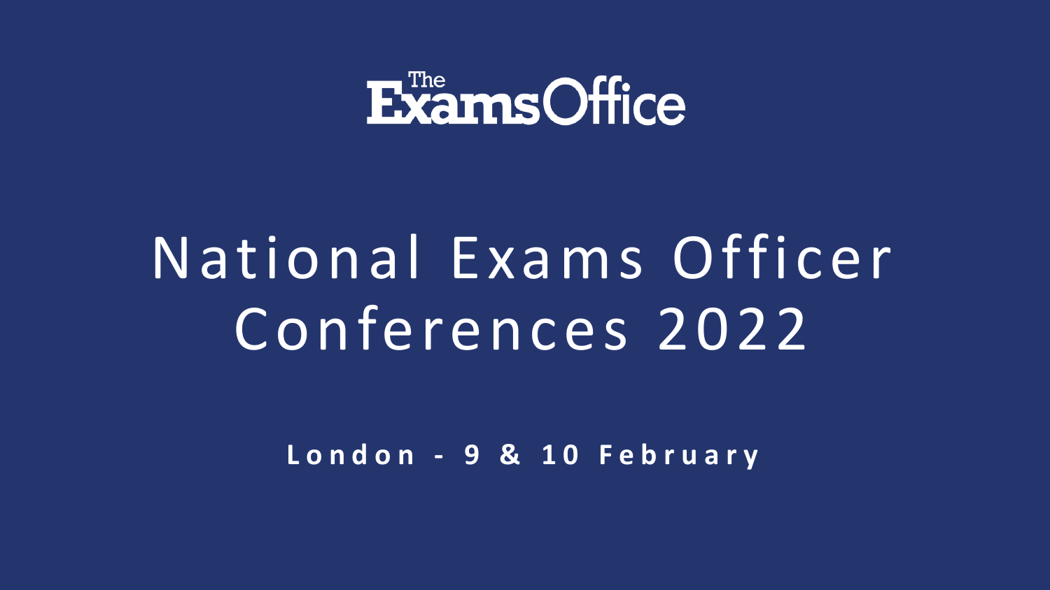The Exams Office

# National Exams Officer Conferences 2022

**London - 9 & 10 February**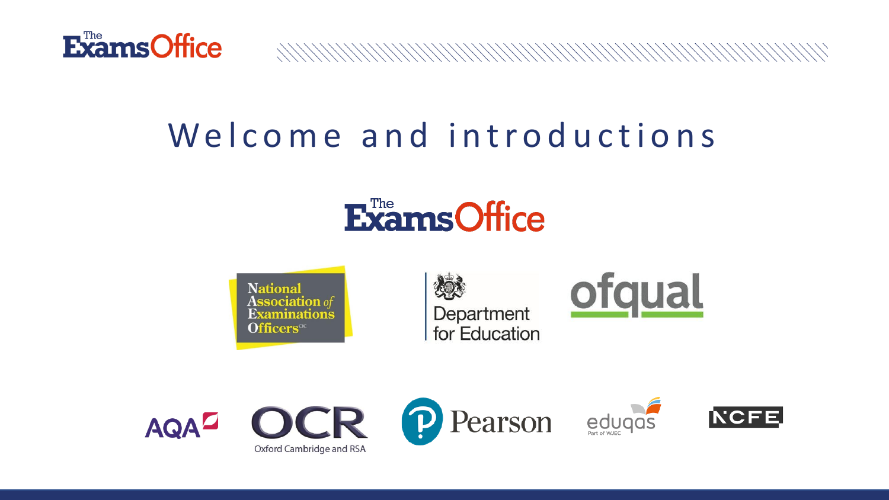# Welcome and introductions

The Exams Office

National Association of Examinations Officers CIC

Department for Education

ofqual

AQA

OCR
Oxford Cambridge and RSA

Pearson

eduqas
Part of WJEC

NCFE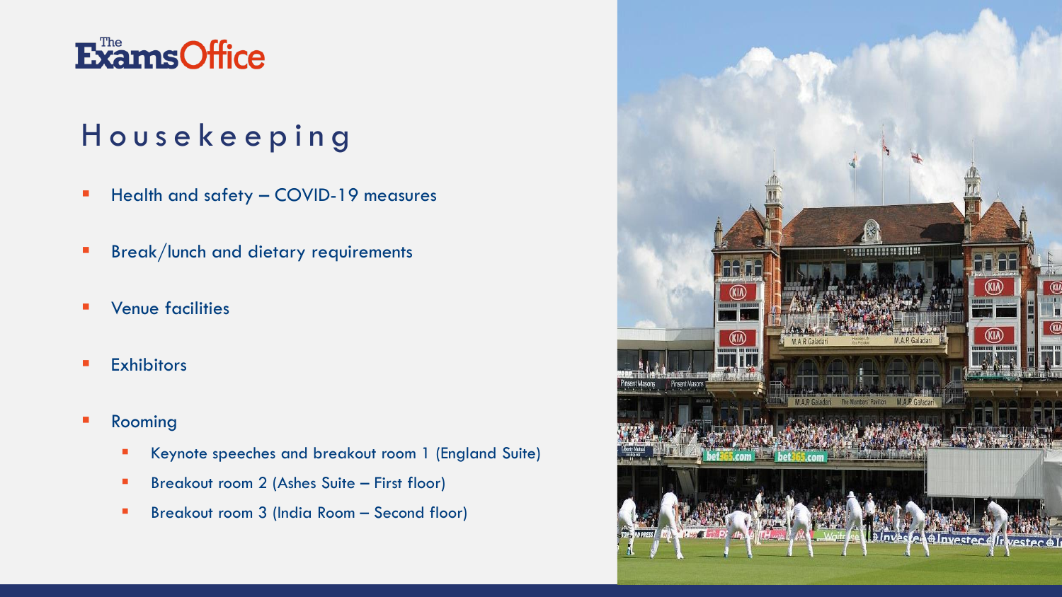# Housekeeping

- Health and safety – COVID-19 measures
- Break/lunch and dietary requirements
- Venue facilities
- Exhibitors
- Rooming
  - Keynote speeches and breakout room 1 (England Suite)
  - Breakout room 2 (Ashes Suite – First floor)
  - Breakout room 3 (India Room – Second floor)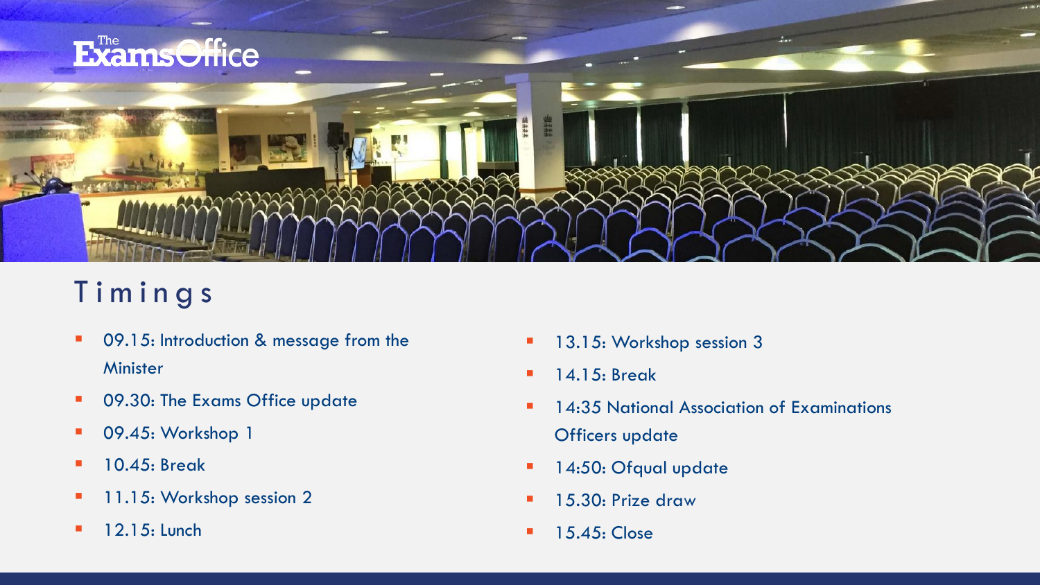# Timings

- 09.15: Introduction & message from the Minister
- 09.30: The Exams Office update
- 09.45: Workshop 1
- 10.45: Break
- 11.15: Workshop session 2
- 12.15: Lunch
- 13.15: Workshop session 3
- 14.15: Break
- 14:35 National Association of Examinations Officers update
- 14:50: Ofqual update
- 15.30: Prize draw
- 15.45: Close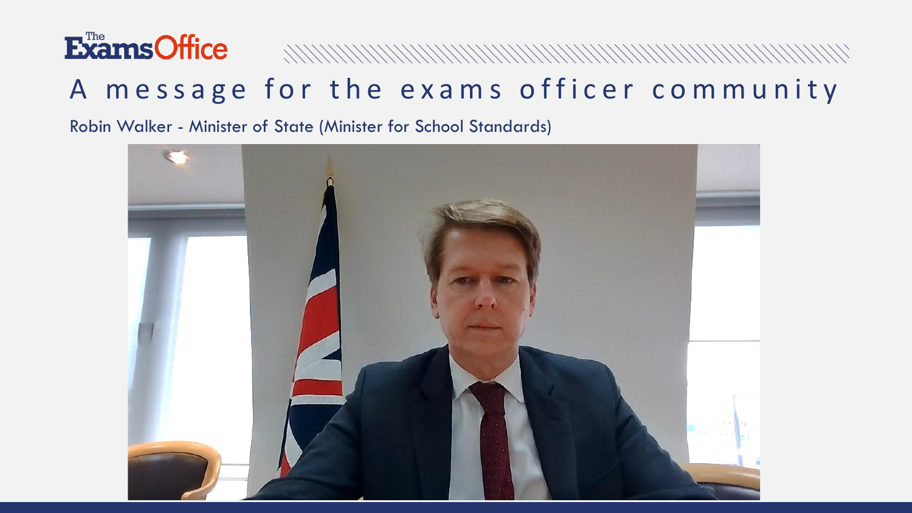# A message for the exams officer community

Robin Walker - Minister of State (Minister for School Standards)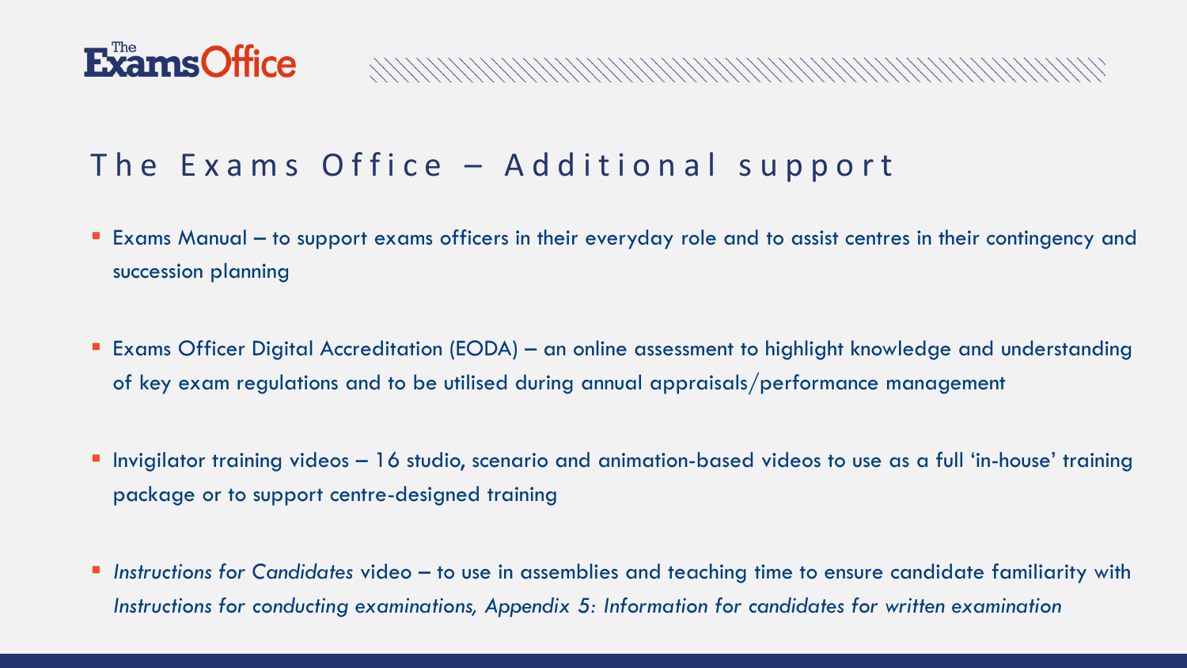# The Exams Office – Additional support

- Exams Manual – to support exams officers in their everyday role and to assist centres in their contingency and succession planning

- Exams Officer Digital Accreditation (EODA) – an online assessment to highlight knowledge and understanding of key exam regulations and to be utilised during annual appraisals/performance management

- Invigilator training videos – 16 studio, scenario and animation-based videos to use as a full 'in-house' training package or to support centre-designed training

- *Instructions for Candidates* video – to use in assemblies and teaching time to ensure candidate familiarity with *Instructions for conducting examinations, Appendix 5: Information for candidates for written examination*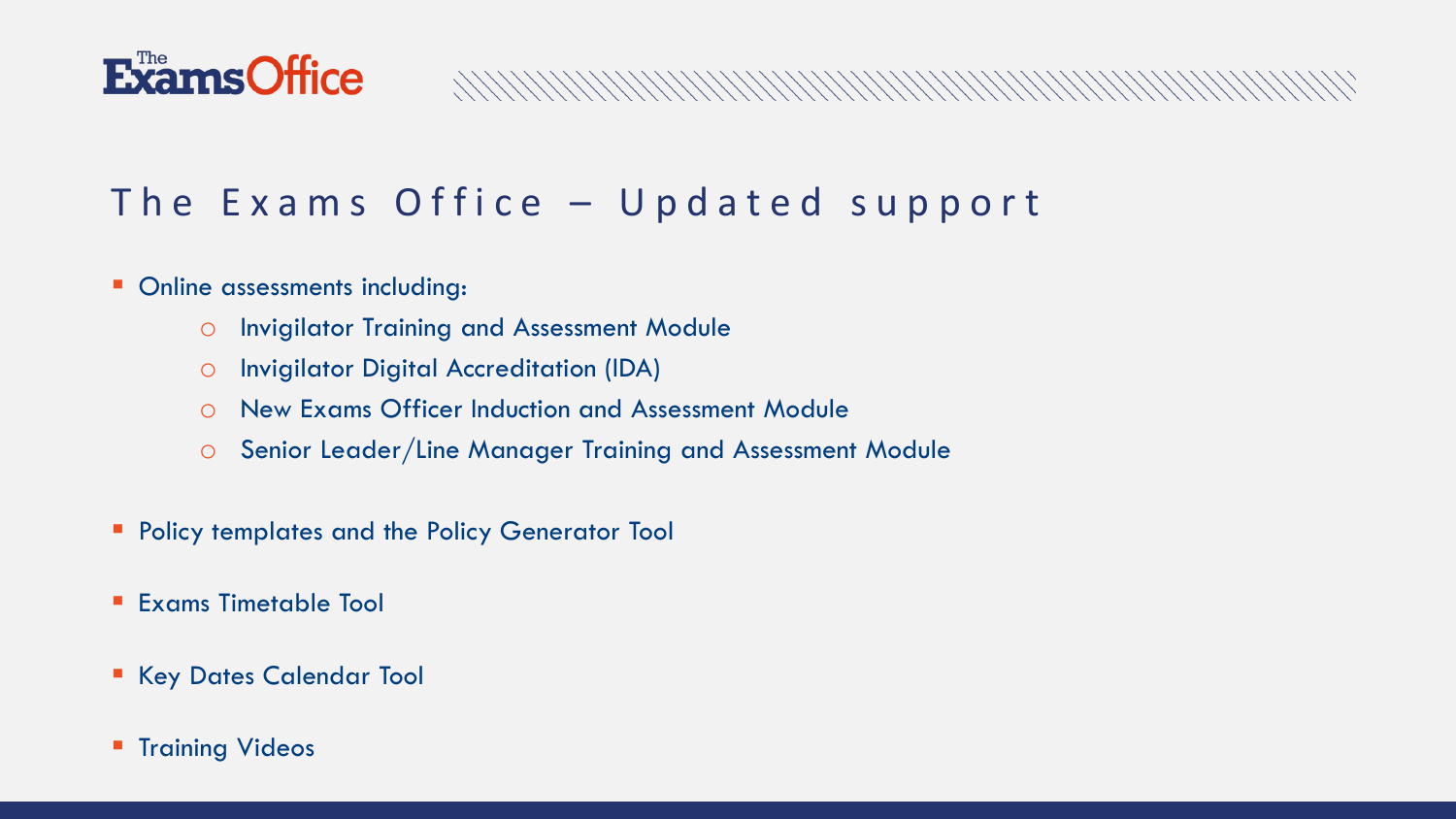# The Exams Office – Updated support

- Online assessments including:
  - Invigilator Training and Assessment Module
  - Invigilator Digital Accreditation (IDA)
  - New Exams Officer Induction and Assessment Module
  - Senior Leader/Line Manager Training and Assessment Module
- Policy templates and the Policy Generator Tool
- Exams Timetable Tool
- Key Dates Calendar Tool
- Training Videos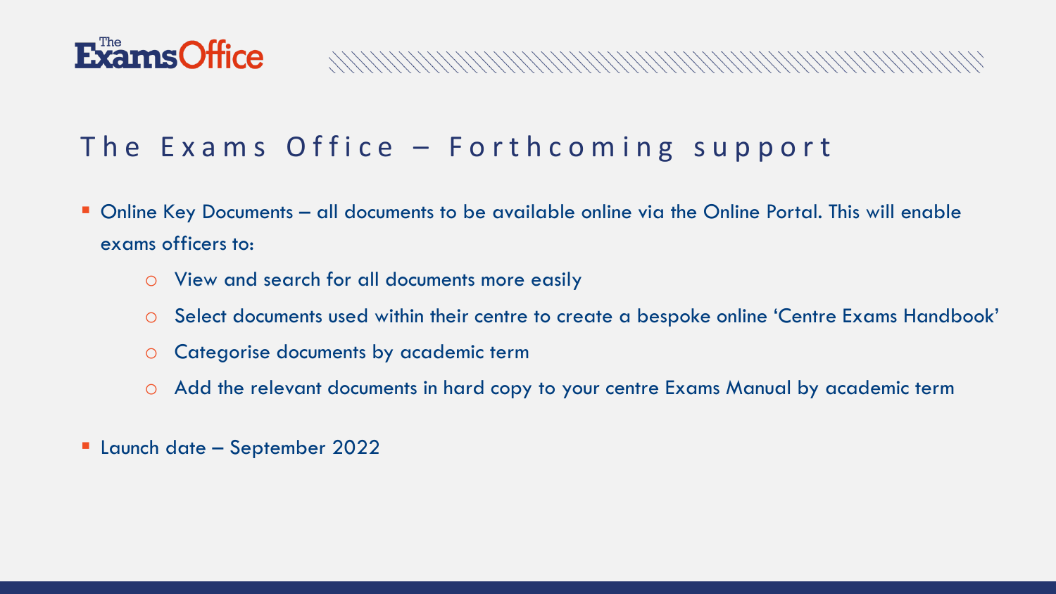# The Exams Office – Forthcoming support

- Online Key Documents – all documents to be available online via the Online Portal. This will enable exams officers to:
    - View and search for all documents more easily
    - Select documents used within their centre to create a bespoke online 'Centre Exams Handbook'
    - Categorise documents by academic term
    - Add the relevant documents in hard copy to your centre Exams Manual by academic term
- Launch date – September 2022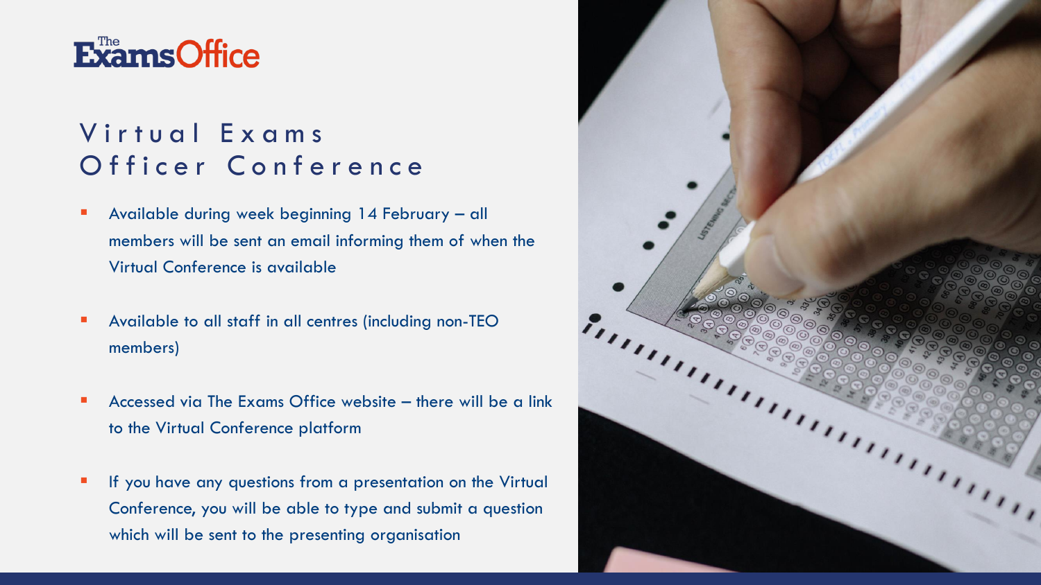# Virtual Exams Officer Conference

- Available during week beginning 14 February – all members will be sent an email informing them of when the Virtual Conference is available
- Available to all staff in all centres (including non-TEO members)
- Accessed via The Exams Office website – there will be a link to the Virtual Conference platform
- If you have any questions from a presentation on the Virtual Conference, you will be able to type and submit a question which will be sent to the presenting organisation